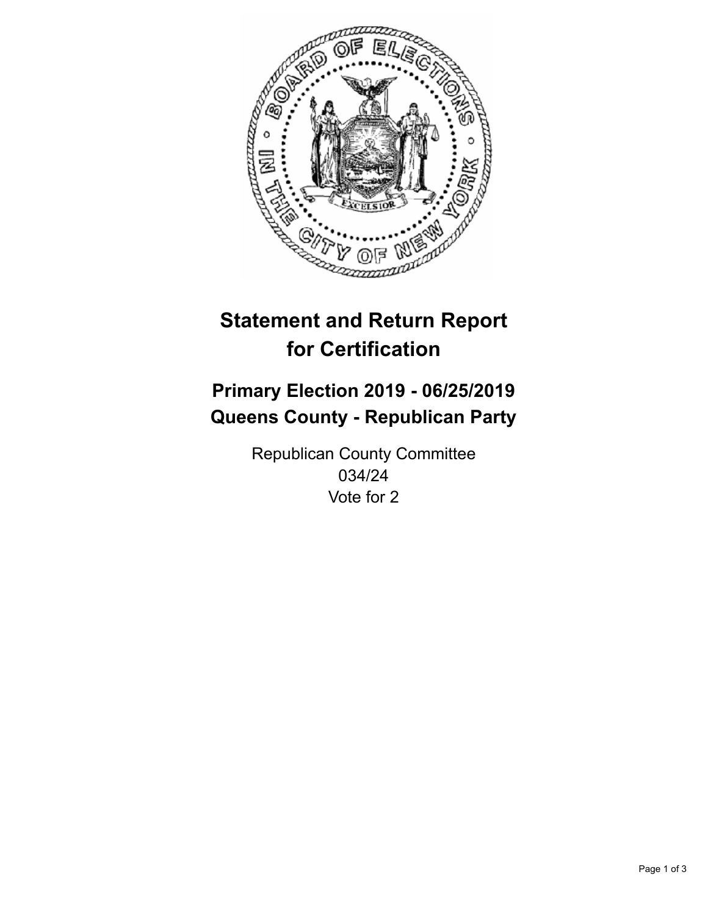# Statement and Return Report for Certification

## Primary Election 2019 - 06/25/2019
## Queens County - Republican Party

Republican County Committee
034/24
Vote for 2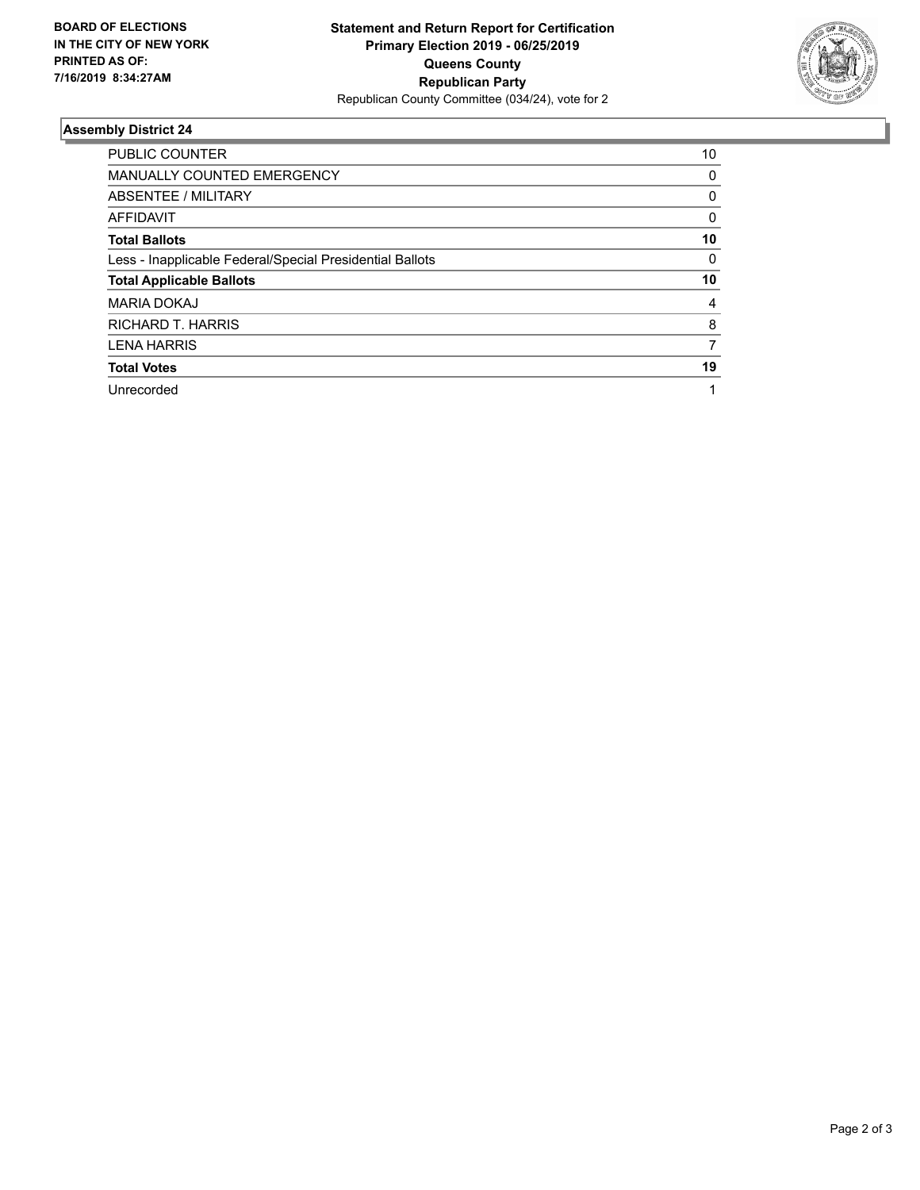**BOARD OF ELECTIONS IN THE CITY OF NEW YORK PRINTED AS OF: 7/16/2019 8:34:27AM**

**Statement and Return Report for Certification Primary Election 2019 - 06/25/2019 Queens County Republican Party**

Republican County Committee (034/24), vote for 2

## Assembly District 24

| | |
|---|---|
| PUBLIC COUNTER | 10 |
| MANUALLY COUNTED EMERGENCY | 0 |
| ABSENTEE / MILITARY | 0 |
| AFFIDAVIT | 0 |
| **Total Ballots** | **10** |
| Less - Inapplicable Federal/Special Presidential Ballots | 0 |
| **Total Applicable Ballots** | **10** |
| MARIA DOKAJ | 4 |
| RICHARD T. HARRIS | 8 |
| LENA HARRIS | 7 |
| **Total Votes** | **19** |
| Unrecorded | 1 |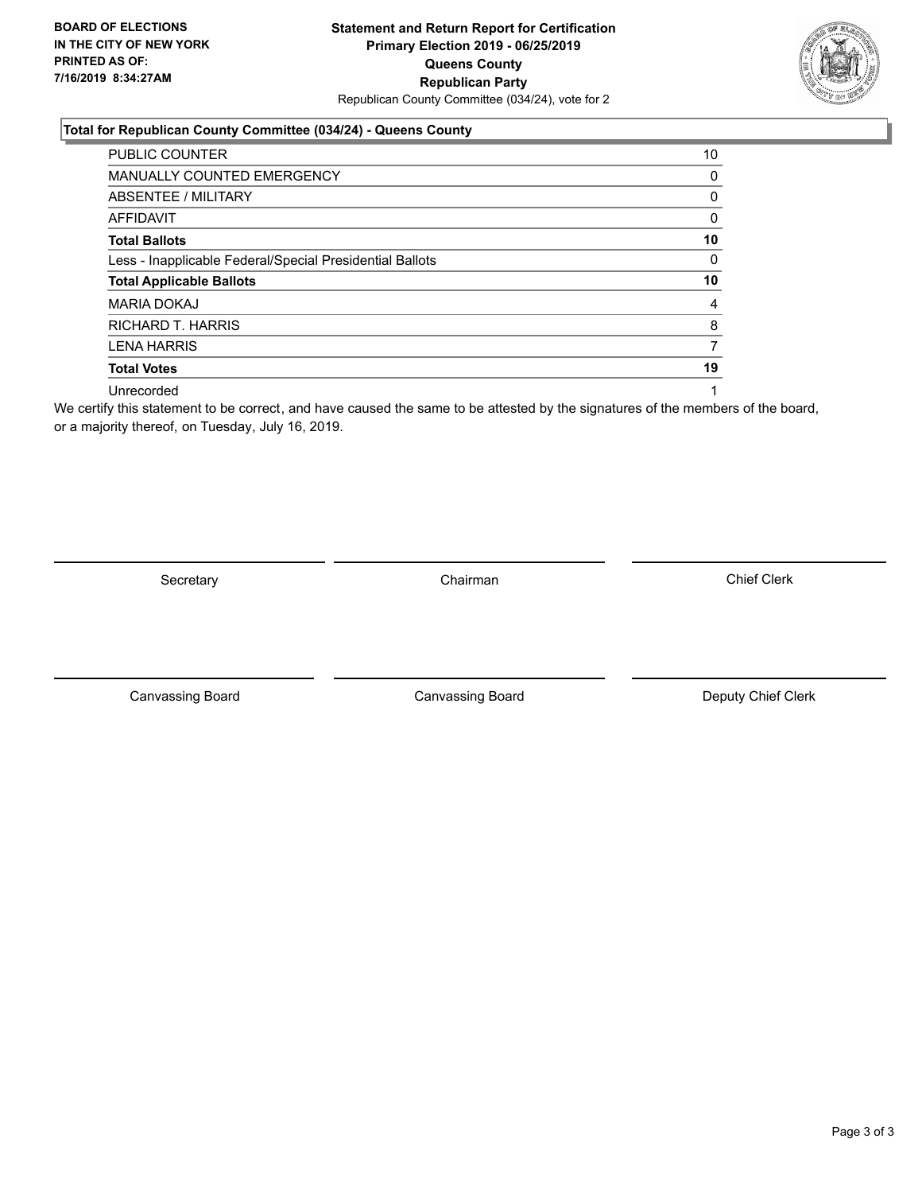**BOARD OF ELECTIONS IN THE CITY OF NEW YORK PRINTED AS OF: 7/16/2019 8:34:27AM**

**Statement and Return Report for Certification**
**Primary Election 2019 - 06/25/2019**
**Queens County**
**Republican Party**
Republican County Committee (034/24), vote for 2

### Total for Republican County Committee (034/24) - Queens County

| | |
|---|---|
| PUBLIC COUNTER | 10 |
| MANUALLY COUNTED EMERGENCY | 0 |
| ABSENTEE / MILITARY | 0 |
| AFFIDAVIT | 0 |
| **Total Ballots** | **10** |
| Less - Inapplicable Federal/Special Presidential Ballots | 0 |
| **Total Applicable Ballots** | **10** |
| MARIA DOKAJ | 4 |
| RICHARD T. HARRIS | 8 |
| LENA HARRIS | 7 |
| **Total Votes** | **19** |
| Unrecorded | 1 |

We certify this statement to be correct, and have caused the same to be attested by the signatures of the members of the board, or a majority thereof, on Tuesday, July 16, 2019.

Secretary

Chairman

Chief Clerk

Canvassing Board

Canvassing Board

Deputy Chief Clerk